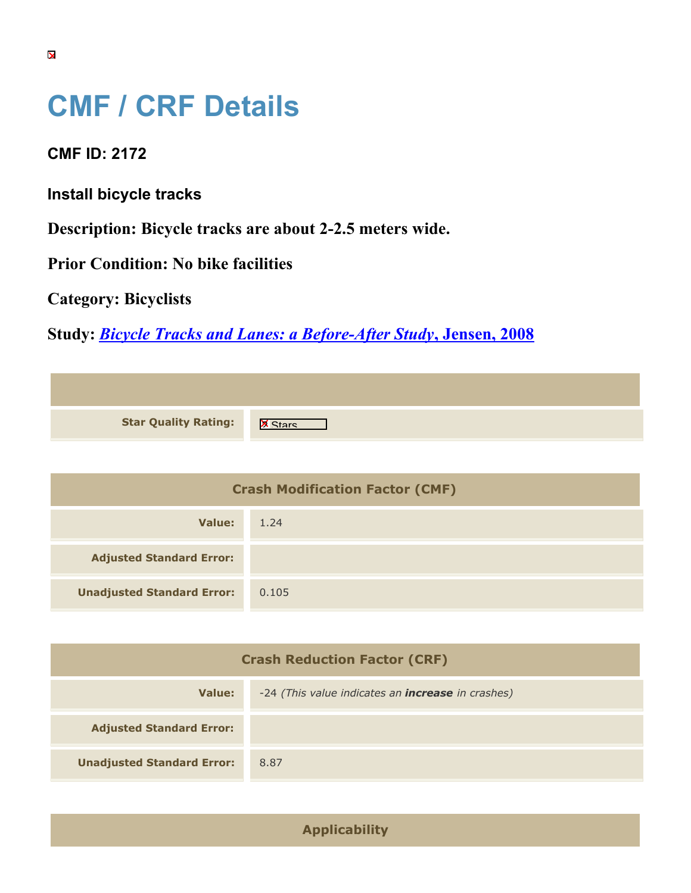# CMF / CRF Details

**CMF ID: 2172**

**Install bicycle tracks**

**Description: Bicycle tracks are about 2-2.5 meters wide.**

**Prior Condition: No bike facilities**

**Category: Bicyclists**

**Study: *Bicycle Tracks and Lanes: a Before-After Study*, Jensen, 2008**

| | |
|---|---|
| **Star Quality Rating:** | Stars |

| Crash Modification Factor (CMF) | |
|---|---|
| **Value:** | 1.24 |
| **Adjusted Standard Error:** | |
| **Unadjusted Standard Error:** | 0.105 |

| Crash Reduction Factor (CRF) | |
|---|---|
| **Value:** | -24 *(This value indicates an **increase** in crashes)* |
| **Adjusted Standard Error:** | |
| **Unadjusted Standard Error:** | 8.87 |

| Applicability |
|---|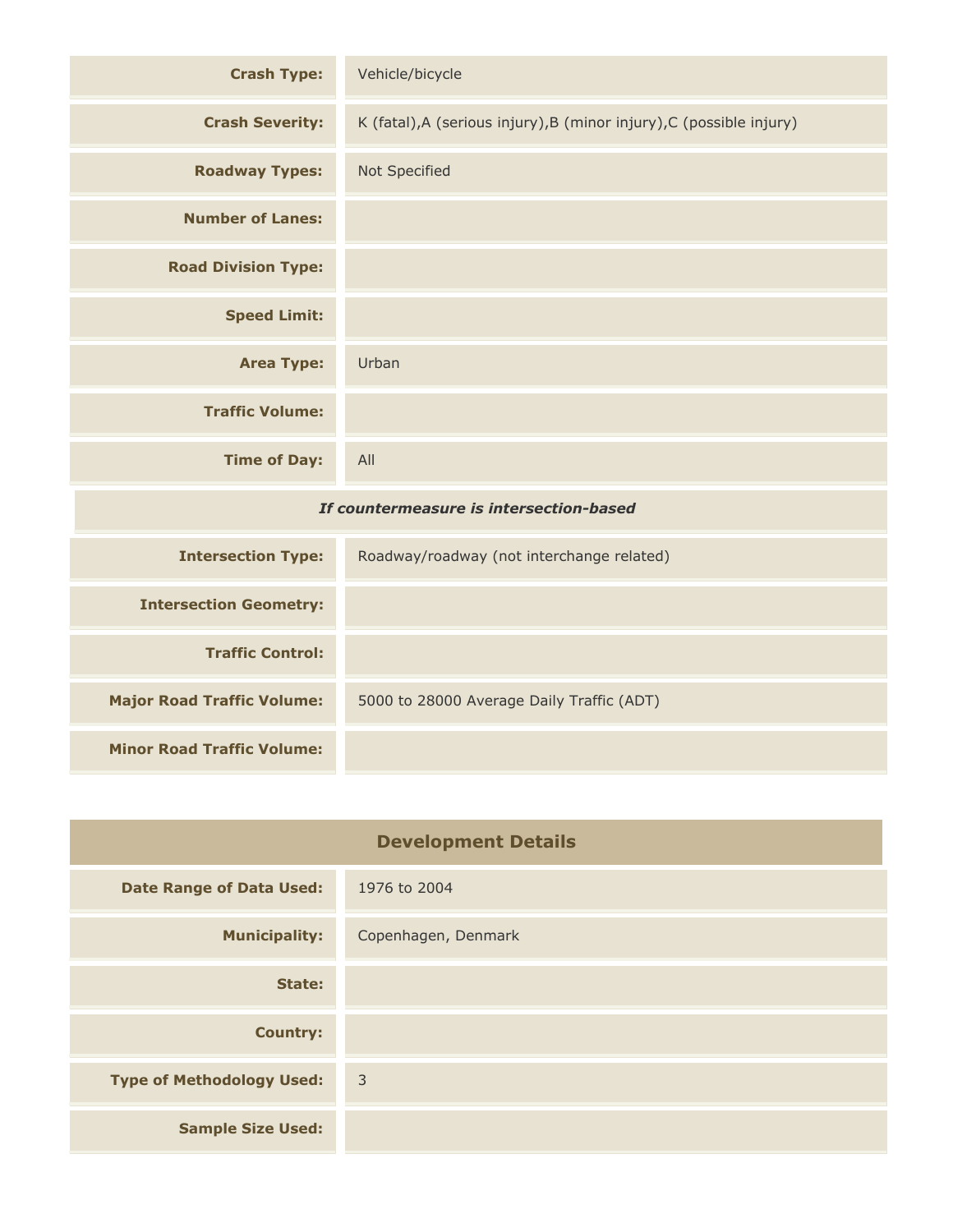| | |
|---|---|
| **Crash Type:** | Vehicle/bicycle |
| **Crash Severity:** | K (fatal),A (serious injury),B (minor injury),C (possible injury) |
| **Roadway Types:** | Not Specified |
| **Number of Lanes:** | |
| **Road Division Type:** | |
| **Speed Limit:** | |
| **Area Type:** | Urban |
| **Traffic Volume:** | |
| **Time of Day:** | All |
| ***If countermeasure is intersection-based*** | |
| **Intersection Type:** | Roadway/roadway (not interchange related) |
| **Intersection Geometry:** | |
| **Traffic Control:** | |
| **Major Road Traffic Volume:** | 5000 to 28000 Average Daily Traffic (ADT) |
| **Minor Road Traffic Volume:** | |

## Development Details

| | |
|---|---|
| **Date Range of Data Used:** | 1976 to 2004 |
| **Municipality:** | Copenhagen, Denmark |
| **State:** | |
| **Country:** | |
| **Type of Methodology Used:** | 3 |
| **Sample Size Used:** | |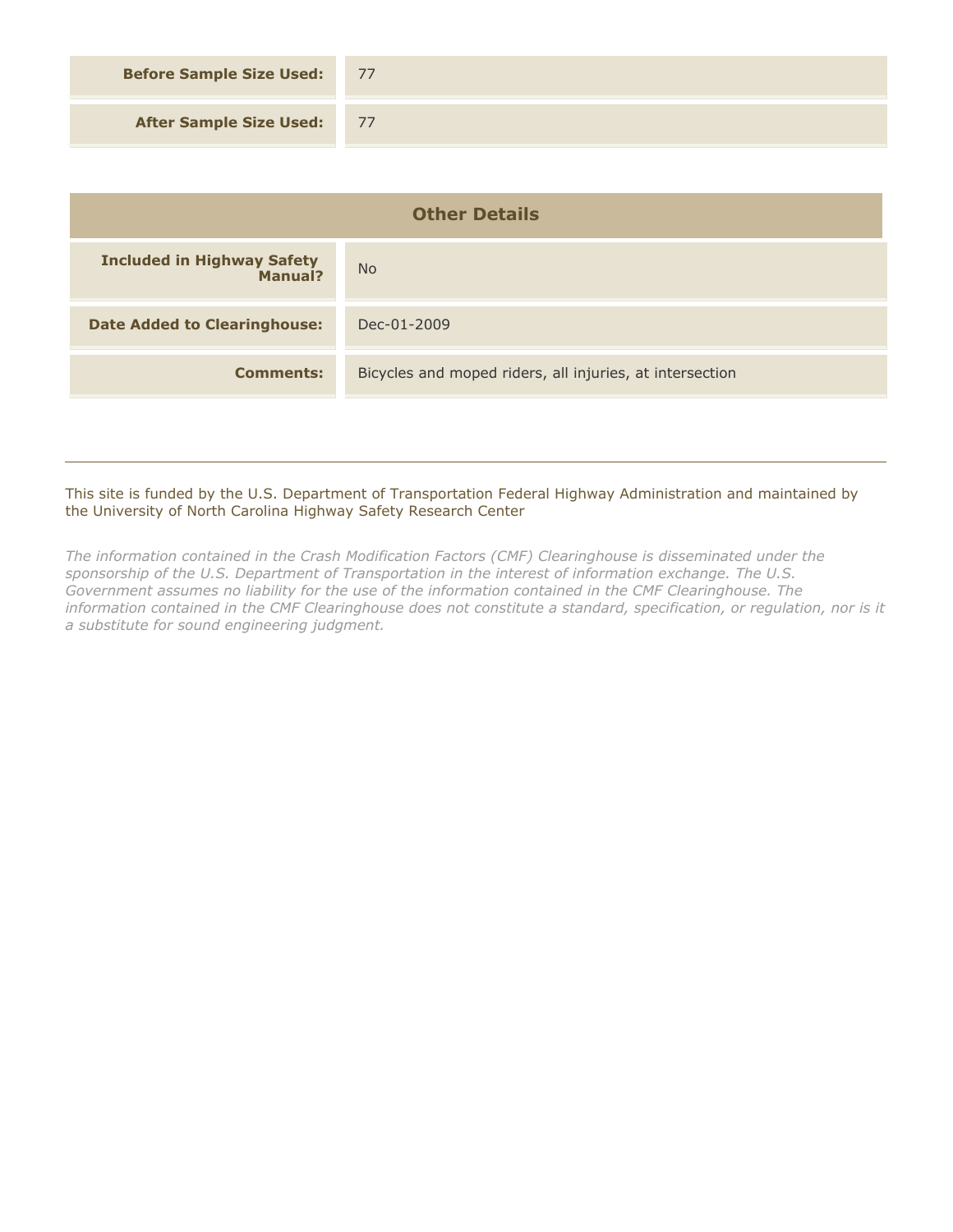| | |
|---|---|
| **Before Sample Size Used:** | 77 |
| **After Sample Size Used:** | 77 |

## Other Details

| | |
|---|---|
| **Included in Highway Safety Manual?** | No |
| **Date Added to Clearinghouse:** | Dec-01-2009 |
| **Comments:** | Bicycles and moped riders, all injuries, at intersection |

---

This site is funded by the U.S. Department of Transportation Federal Highway Administration and maintained by the University of North Carolina Highway Safety Research Center

*The information contained in the Crash Modification Factors (CMF) Clearinghouse is disseminated under the sponsorship of the U.S. Department of Transportation in the interest of information exchange. The U.S. Government assumes no liability for the use of the information contained in the CMF Clearinghouse. The information contained in the CMF Clearinghouse does not constitute a standard, specification, or regulation, nor is it a substitute for sound engineering judgment.*